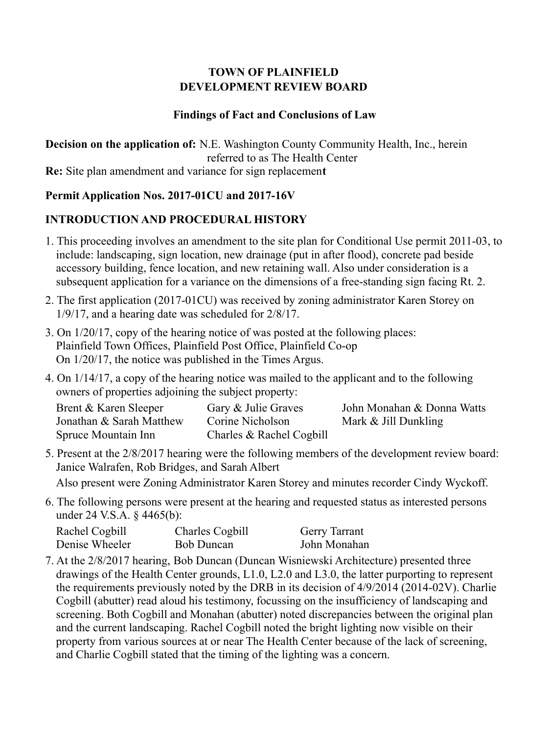**TOWN OF PLAINFIELD**
**DEVELOPMENT REVIEW BOARD**

**Findings of Fact and Conclusions of Law**

**Decision on the application of:** N.E. Washington County Community Health, Inc., herein referred to as The Health Center

**Re:** Site plan amendment and variance for sign replacement

**Permit Application Nos. 2017-01CU and 2017-16V**

## INTRODUCTION AND PROCEDURAL HISTORY

1. This proceeding involves an amendment to the site plan for Conditional Use permit 2011-03, to include: landscaping, sign location, new drainage (put in after flood), concrete pad beside accessory building, fence location, and new retaining wall. Also under consideration is a subsequent application for a variance on the dimensions of a free-standing sign facing Rt. 2.

2. The first application (2017-01CU) was received by zoning administrator Karen Storey on 1/9/17, and a hearing date was scheduled for 2/8/17.

3. On 1/20/17, copy of the hearing notice of was posted at the following places:
   Plainfield Town Offices, Plainfield Post Office, Plainfield Co-op
   On 1/20/17, the notice was published in the Times Argus.

4. On 1/14/17, a copy of the hearing notice was mailed to the applicant and to the following owners of properties adjoining the subject property:

| | | |
|---|---|---|
| Brent & Karen Sleeper | Gary & Julie Graves | John Monahan & Donna Watts |
| Jonathan & Sarah Matthew | Corine Nicholson | Mark & Jill Dunkling |
| Spruce Mountain Inn | Charles & Rachel Cogbill | |

5. Present at the 2/8/2017 hearing were the following members of the development review board: Janice Walrafen, Rob Bridges, and Sarah Albert

   Also present were Zoning Administrator Karen Storey and minutes recorder Cindy Wyckoff.

6. The following persons were present at the hearing and requested status as interested persons under 24 V.S.A. § 4465(b):

| | | |
|---|---|---|
| Rachel Cogbill | Charles Cogbill | Gerry Tarrant |
| Denise Wheeler | Bob Duncan | John Monahan |

7. At the 2/8/2017 hearing, Bob Duncan (Duncan Wisniewski Architecture) presented three drawings of the Health Center grounds, L1.0, L2.0 and L3.0, the latter purporting to represent the requirements previously noted by the DRB in its decision of 4/9/2014 (2014-02V). Charlie Cogbill (abutter) read aloud his testimony, focussing on the insufficiency of landscaping and screening. Both Cogbill and Monahan (abutter) noted discrepancies between the original plan and the current landscaping. Rachel Cogbill noted the bright lighting now visible on their property from various sources at or near The Health Center because of the lack of screening, and Charlie Cogbill stated that the timing of the lighting was a concern.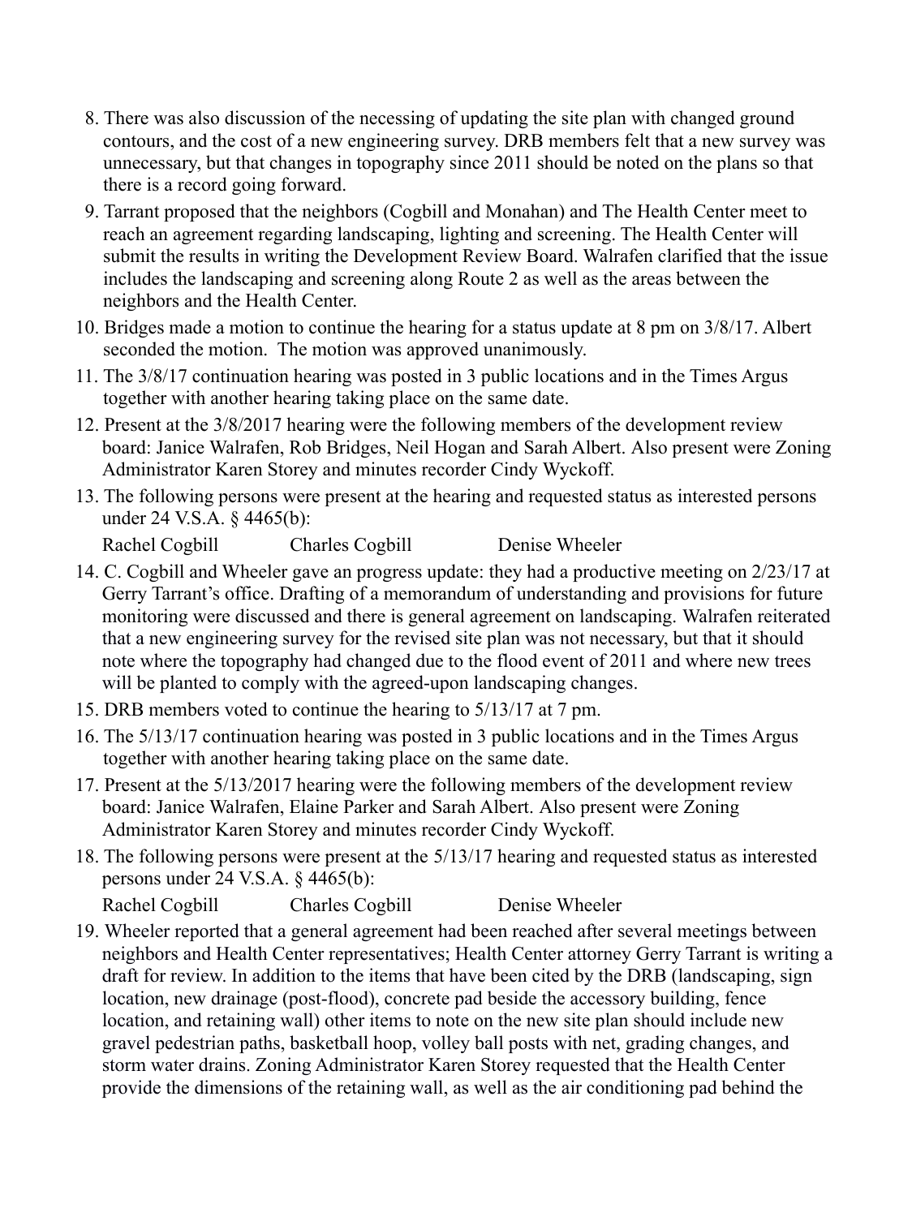8. There was also discussion of the necessing of updating the site plan with changed ground contours, and the cost of a new engineering survey. DRB members felt that a new survey was unnecessary, but that changes in topography since 2011 should be noted on the plans so that there is a record going forward.
9. Tarrant proposed that the neighbors (Cogbill and Monahan) and The Health Center meet to reach an agreement regarding landscaping, lighting and screening. The Health Center will submit the results in writing the Development Review Board. Walrafen clarified that the issue includes the landscaping and screening along Route 2 as well as the areas between the neighbors and the Health Center.
10. Bridges made a motion to continue the hearing for a status update at 8 pm on 3/8/17. Albert seconded the motion. The motion was approved unanimously.
11. The 3/8/17 continuation hearing was posted in 3 public locations and in the Times Argus together with another hearing taking place on the same date.
12. Present at the 3/8/2017 hearing were the following members of the development review board: Janice Walrafen, Rob Bridges, Neil Hogan and Sarah Albert. Also present were Zoning Administrator Karen Storey and minutes recorder Cindy Wyckoff.
13. The following persons were present at the hearing and requested status as interested persons under 24 V.S.A. § 4465(b):

    Rachel Cogbill Charles Cogbill Denise Wheeler
14. C. Cogbill and Wheeler gave an progress update: they had a productive meeting on 2/23/17 at Gerry Tarrant's office. Drafting of a memorandum of understanding and provisions for future monitoring were discussed and there is general agreement on landscaping. Walrafen reiterated that a new engineering survey for the revised site plan was not necessary, but that it should note where the topography had changed due to the flood event of 2011 and where new trees will be planted to comply with the agreed-upon landscaping changes.
15. DRB members voted to continue the hearing to 5/13/17 at 7 pm.
16. The 5/13/17 continuation hearing was posted in 3 public locations and in the Times Argus together with another hearing taking place on the same date.
17. Present at the 5/13/2017 hearing were the following members of the development review board: Janice Walrafen, Elaine Parker and Sarah Albert. Also present were Zoning Administrator Karen Storey and minutes recorder Cindy Wyckoff.
18. The following persons were present at the 5/13/17 hearing and requested status as interested persons under 24 V.S.A. § 4465(b):

    Rachel Cogbill Charles Cogbill Denise Wheeler
19. Wheeler reported that a general agreement had been reached after several meetings between neighbors and Health Center representatives; Health Center attorney Gerry Tarrant is writing a draft for review. In addition to the items that have been cited by the DRB (landscaping, sign location, new drainage (post-flood), concrete pad beside the accessory building, fence location, and retaining wall) other items to note on the new site plan should include new gravel pedestrian paths, basketball hoop, volley ball posts with net, grading changes, and storm water drains. Zoning Administrator Karen Storey requested that the Health Center provide the dimensions of the retaining wall, as well as the air conditioning pad behind the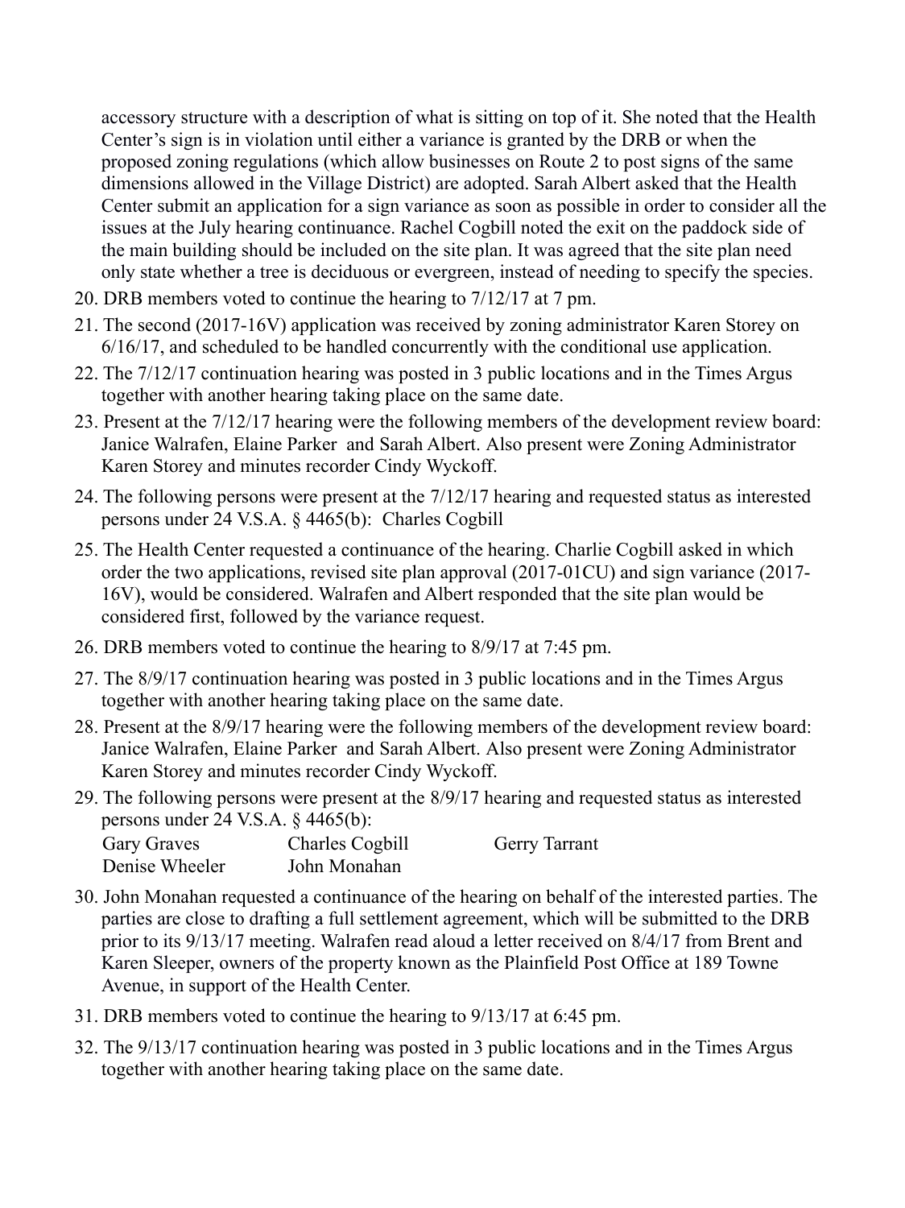accessory structure with a description of what is sitting on top of it. She noted that the Health Center's sign is in violation until either a variance is granted by the DRB or when the proposed zoning regulations (which allow businesses on Route 2 to post signs of the same dimensions allowed in the Village District) are adopted. Sarah Albert asked that the Health Center submit an application for a sign variance as soon as possible in order to consider all the issues at the July hearing continuance. Rachel Cogbill noted the exit on the paddock side of the main building should be included on the site plan. It was agreed that the site plan need only state whether a tree is deciduous or evergreen, instead of needing to specify the species.

20. DRB members voted to continue the hearing to 7/12/17 at 7 pm.
21. The second (2017-16V) application was received by zoning administrator Karen Storey on 6/16/17, and scheduled to be handled concurrently with the conditional use application.
22. The 7/12/17 continuation hearing was posted in 3 public locations and in the Times Argus together with another hearing taking place on the same date.
23. Present at the 7/12/17 hearing were the following members of the development review board: Janice Walrafen, Elaine Parker and Sarah Albert. Also present were Zoning Administrator Karen Storey and minutes recorder Cindy Wyckoff.
24. The following persons were present at the 7/12/17 hearing and requested status as interested persons under 24 V.S.A. § 4465(b): Charles Cogbill
25. The Health Center requested a continuance of the hearing. Charlie Cogbill asked in which order the two applications, revised site plan approval (2017-01CU) and sign variance (2017-16V), would be considered. Walrafen and Albert responded that the site plan would be considered first, followed by the variance request.
26. DRB members voted to continue the hearing to 8/9/17 at 7:45 pm.
27. The 8/9/17 continuation hearing was posted in 3 public locations and in the Times Argus together with another hearing taking place on the same date.
28. Present at the 8/9/17 hearing were the following members of the development review board: Janice Walrafen, Elaine Parker and Sarah Albert. Also present were Zoning Administrator Karen Storey and minutes recorder Cindy Wyckoff.
29. The following persons were present at the 8/9/17 hearing and requested status as interested persons under 24 V.S.A. § 4465(b):

| | | |
|---|---|---|
| Gary Graves | Charles Cogbill | Gerry Tarrant |
| Denise Wheeler | John Monahan | |

30. John Monahan requested a continuance of the hearing on behalf of the interested parties. The parties are close to drafting a full settlement agreement, which will be submitted to the DRB prior to its 9/13/17 meeting. Walrafen read aloud a letter received on 8/4/17 from Brent and Karen Sleeper, owners of the property known as the Plainfield Post Office at 189 Towne Avenue, in support of the Health Center.
31. DRB members voted to continue the hearing to 9/13/17 at 6:45 pm.
32. The 9/13/17 continuation hearing was posted in 3 public locations and in the Times Argus together with another hearing taking place on the same date.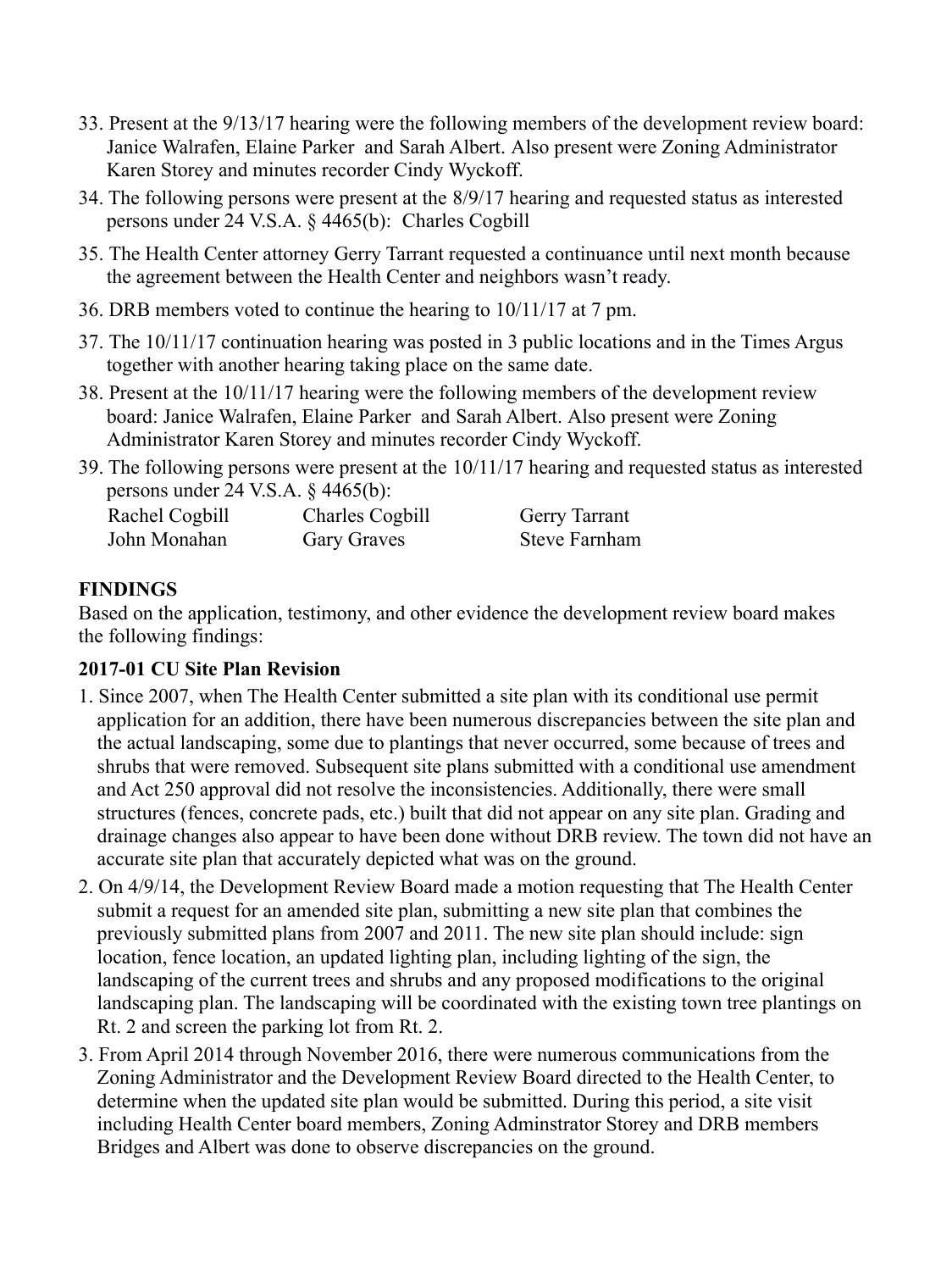33. Present at the 9/13/17 hearing were the following members of the development review board: Janice Walrafen, Elaine Parker and Sarah Albert. Also present were Zoning Administrator Karen Storey and minutes recorder Cindy Wyckoff.
34. The following persons were present at the 8/9/17 hearing and requested status as interested persons under 24 V.S.A. § 4465(b): Charles Cogbill
35. The Health Center attorney Gerry Tarrant requested a continuance until next month because the agreement between the Health Center and neighbors wasn't ready.
36. DRB members voted to continue the hearing to 10/11/17 at 7 pm.
37. The 10/11/17 continuation hearing was posted in 3 public locations and in the Times Argus together with another hearing taking place on the same date.
38. Present at the 10/11/17 hearing were the following members of the development review board: Janice Walrafen, Elaine Parker and Sarah Albert. Also present were Zoning Administrator Karen Storey and minutes recorder Cindy Wyckoff.
39. The following persons were present at the 10/11/17 hearing and requested status as interested persons under 24 V.S.A. § 4465(b):

| | | |
|---|---|---|
| Rachel Cogbill | Charles Cogbill | Gerry Tarrant |
| John Monahan | Gary Graves | Steve Farnham |

## FINDINGS

Based on the application, testimony, and other evidence the development review board makes the following findings:

### 2017-01 CU Site Plan Revision

1. Since 2007, when The Health Center submitted a site plan with its conditional use permit application for an addition, there have been numerous discrepancies between the site plan and the actual landscaping, some due to plantings that never occurred, some because of trees and shrubs that were removed. Subsequent site plans submitted with a conditional use amendment and Act 250 approval did not resolve the inconsistencies. Additionally, there were small structures (fences, concrete pads, etc.) built that did not appear on any site plan. Grading and drainage changes also appear to have been done without DRB review. The town did not have an accurate site plan that accurately depicted what was on the ground.
2. On 4/9/14, the Development Review Board made a motion requesting that The Health Center submit a request for an amended site plan, submitting a new site plan that combines the previously submitted plans from 2007 and 2011. The new site plan should include: sign location, fence location, an updated lighting plan, including lighting of the sign, the landscaping of the current trees and shrubs and any proposed modifications to the original landscaping plan. The landscaping will be coordinated with the existing town tree plantings on Rt. 2 and screen the parking lot from Rt. 2.
3. From April 2014 through November 2016, there were numerous communications from the Zoning Administrator and the Development Review Board directed to the Health Center, to determine when the updated site plan would be submitted. During this period, a site visit including Health Center board members, Zoning Adminstrator Storey and DRB members Bridges and Albert was done to observe discrepancies on the ground.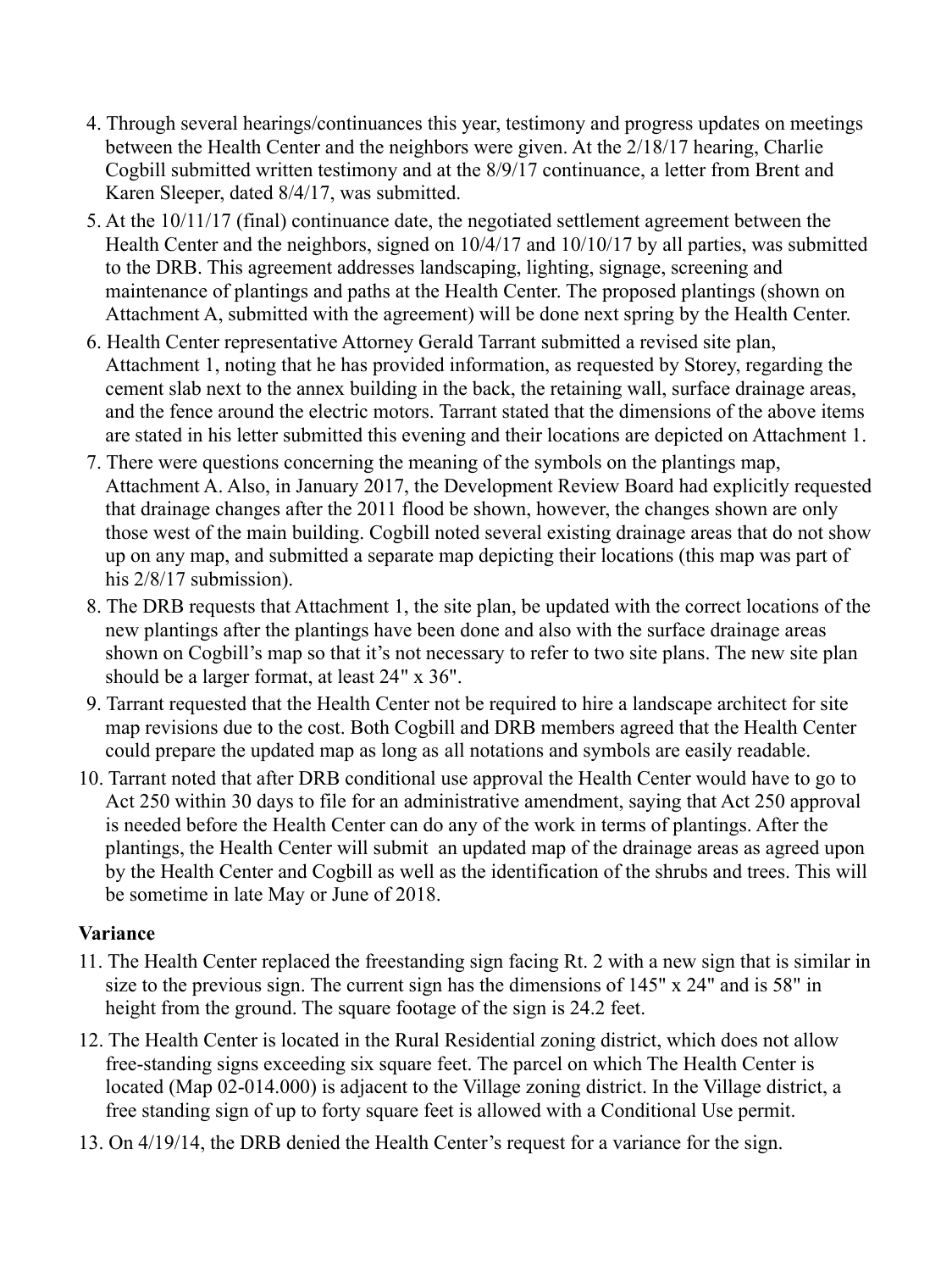4. Through several hearings/continuances this year, testimony and progress updates on meetings between the Health Center and the neighbors were given. At the 2/18/17 hearing, Charlie Cogbill submitted written testimony and at the 8/9/17 continuance, a letter from Brent and Karen Sleeper, dated 8/4/17, was submitted.
5. At the 10/11/17 (final) continuance date, the negotiated settlement agreement between the Health Center and the neighbors, signed on 10/4/17 and 10/10/17 by all parties, was submitted to the DRB. This agreement addresses landscaping, lighting, signage, screening and maintenance of plantings and paths at the Health Center. The proposed plantings (shown on Attachment A, submitted with the agreement) will be done next spring by the Health Center.
6. Health Center representative Attorney Gerald Tarrant submitted a revised site plan, Attachment 1, noting that he has provided information, as requested by Storey, regarding the cement slab next to the annex building in the back, the retaining wall, surface drainage areas, and the fence around the electric motors. Tarrant stated that the dimensions of the above items are stated in his letter submitted this evening and their locations are depicted on Attachment 1.
7. There were questions concerning the meaning of the symbols on the plantings map, Attachment A. Also, in January 2017, the Development Review Board had explicitly requested that drainage changes after the 2011 flood be shown, however, the changes shown are only those west of the main building. Cogbill noted several existing drainage areas that do not show up on any map, and submitted a separate map depicting their locations (this map was part of his 2/8/17 submission).
8. The DRB requests that Attachment 1, the site plan, be updated with the correct locations of the new plantings after the plantings have been done and also with the surface drainage areas shown on Cogbill's map so that it's not necessary to refer to two site plans. The new site plan should be a larger format, at least 24" x 36".
9. Tarrant requested that the Health Center not be required to hire a landscape architect for site map revisions due to the cost. Both Cogbill and DRB members agreed that the Health Center could prepare the updated map as long as all notations and symbols are easily readable.
10. Tarrant noted that after DRB conditional use approval the Health Center would have to go to Act 250 within 30 days to file for an administrative amendment, saying that Act 250 approval is needed before the Health Center can do any of the work in terms of plantings. After the plantings, the Health Center will submit an updated map of the drainage areas as agreed upon by the Health Center and Cogbill as well as the identification of the shrubs and trees. This will be sometime in late May or June of 2018.

**Variance**

11. The Health Center replaced the freestanding sign facing Rt. 2 with a new sign that is similar in size to the previous sign. The current sign has the dimensions of 145" x 24" and is 58" in height from the ground. The square footage of the sign is 24.2 feet.
12. The Health Center is located in the Rural Residential zoning district, which does not allow free-standing signs exceeding six square feet. The parcel on which The Health Center is located (Map 02-014.000) is adjacent to the Village zoning district. In the Village district, a free standing sign of up to forty square feet is allowed with a Conditional Use permit.
13. On 4/19/14, the DRB denied the Health Center's request for a variance for the sign.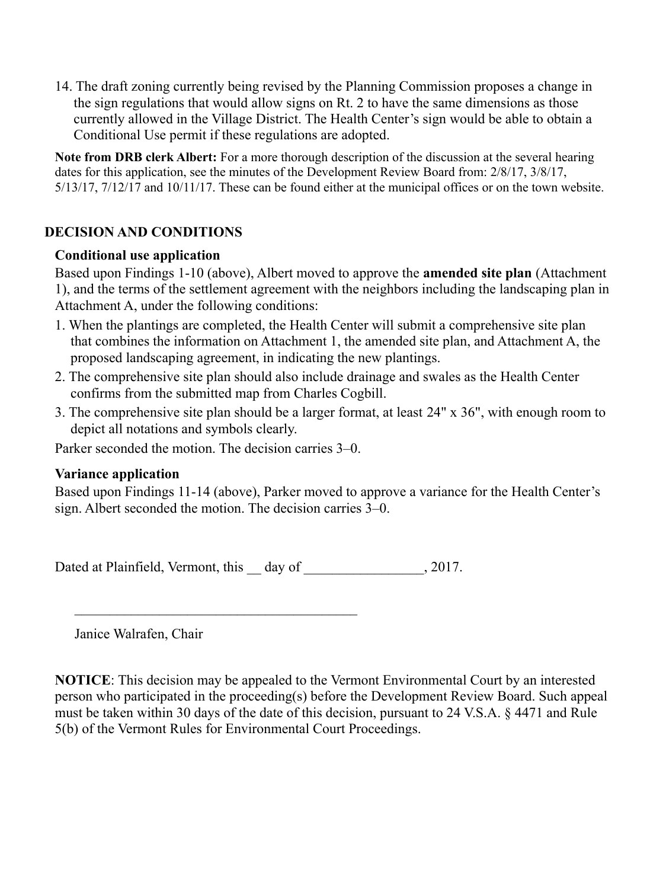14. The draft zoning currently being revised by the Planning Commission proposes a change in the sign regulations that would allow signs on Rt. 2 to have the same dimensions as those currently allowed in the Village District. The Health Center's sign would be able to obtain a Conditional Use permit if these regulations are adopted.

**Note from DRB clerk Albert:** For a more thorough description of the discussion at the several hearing dates for this application, see the minutes of the Development Review Board from: 2/8/17, 3/8/17, 5/13/17, 7/12/17 and 10/11/17. These can be found either at the municipal offices or on the town website.

## DECISION AND CONDITIONS

### Conditional use application

Based upon Findings 1-10 (above), Albert moved to approve the **amended site plan** (Attachment 1), and the terms of the settlement agreement with the neighbors including the landscaping plan in Attachment A, under the following conditions:

1. When the plantings are completed, the Health Center will submit a comprehensive site plan that combines the information on Attachment 1, the amended site plan, and Attachment A, the proposed landscaping agreement, in indicating the new plantings.
2. The comprehensive site plan should also include drainage and swales as the Health Center confirms from the submitted map from Charles Cogbill.
3. The comprehensive site plan should be a larger format, at least 24" x 36", with enough room to depict all notations and symbols clearly.

Parker seconded the motion. The decision carries 3–0.

### Variance application

Based upon Findings 11-14 (above), Parker moved to approve a variance for the Health Center's sign. Albert seconded the motion. The decision carries 3–0.

Dated at Plainfield, Vermont, this __ day of _________________, 2017.

_________________________________________

Janice Walrafen, Chair

**NOTICE**: This decision may be appealed to the Vermont Environmental Court by an interested person who participated in the proceeding(s) before the Development Review Board. Such appeal must be taken within 30 days of the date of this decision, pursuant to 24 V.S.A. § 4471 and Rule 5(b) of the Vermont Rules for Environmental Court Proceedings.